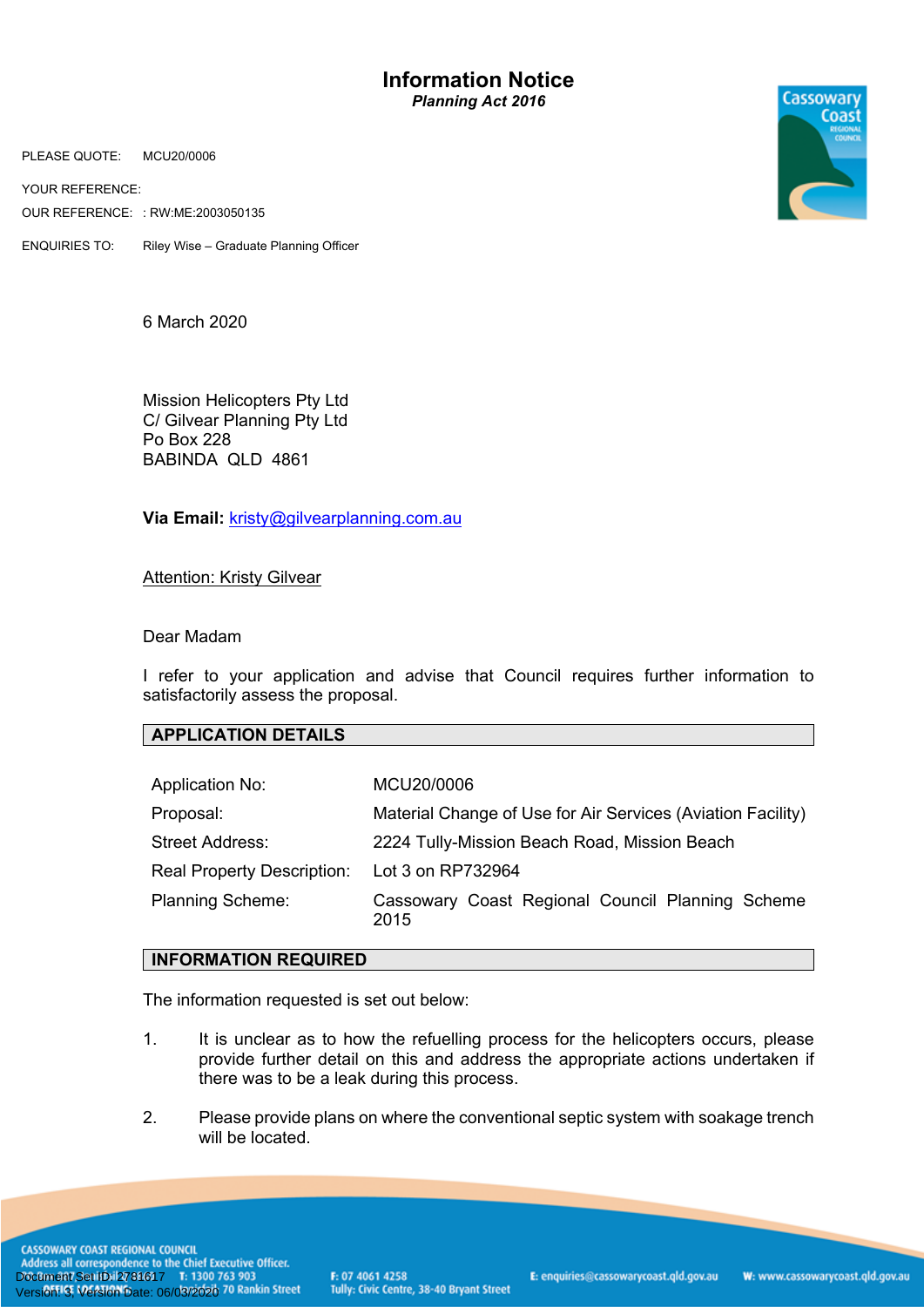# Information Notice

***Planning Act 2016***

PLEASE QUOTE: MCU20/0006

YOUR REFERENCE:

OUR REFERENCE: : RW:ME:2003050135

ENQUIRIES TO: Riley Wise – Graduate Planning Officer

6 March 2020

Mission Helicopters Pty Ltd
C/ Gilvear Planning Pty Ltd
Po Box 228
BABINDA QLD 4861

**Via Email:** kristy@gilvearplanning.com.au

Attention: Kristy Gilvear

Dear Madam

I refer to your application and advise that Council requires further information to satisfactorily assess the proposal.

## APPLICATION DETAILS

| | |
|---|---|
| Application No: | MCU20/0006 |
| Proposal: | Material Change of Use for Air Services (Aviation Facility) |
| Street Address: | 2224 Tully-Mission Beach Road, Mission Beach |
| Real Property Description: | Lot 3 on RP732964 |
| Planning Scheme: | Cassowary Coast Regional Council Planning Scheme 2015 |

## INFORMATION REQUIRED

The information requested is set out below:

1. It is unclear as to how the refuelling process for the helicopters occurs, please provide further detail on this and address the appropriate actions undertaken if there was to be a leak during this process.

2. Please provide plans on where the conventional septic system with soakage trench will be located.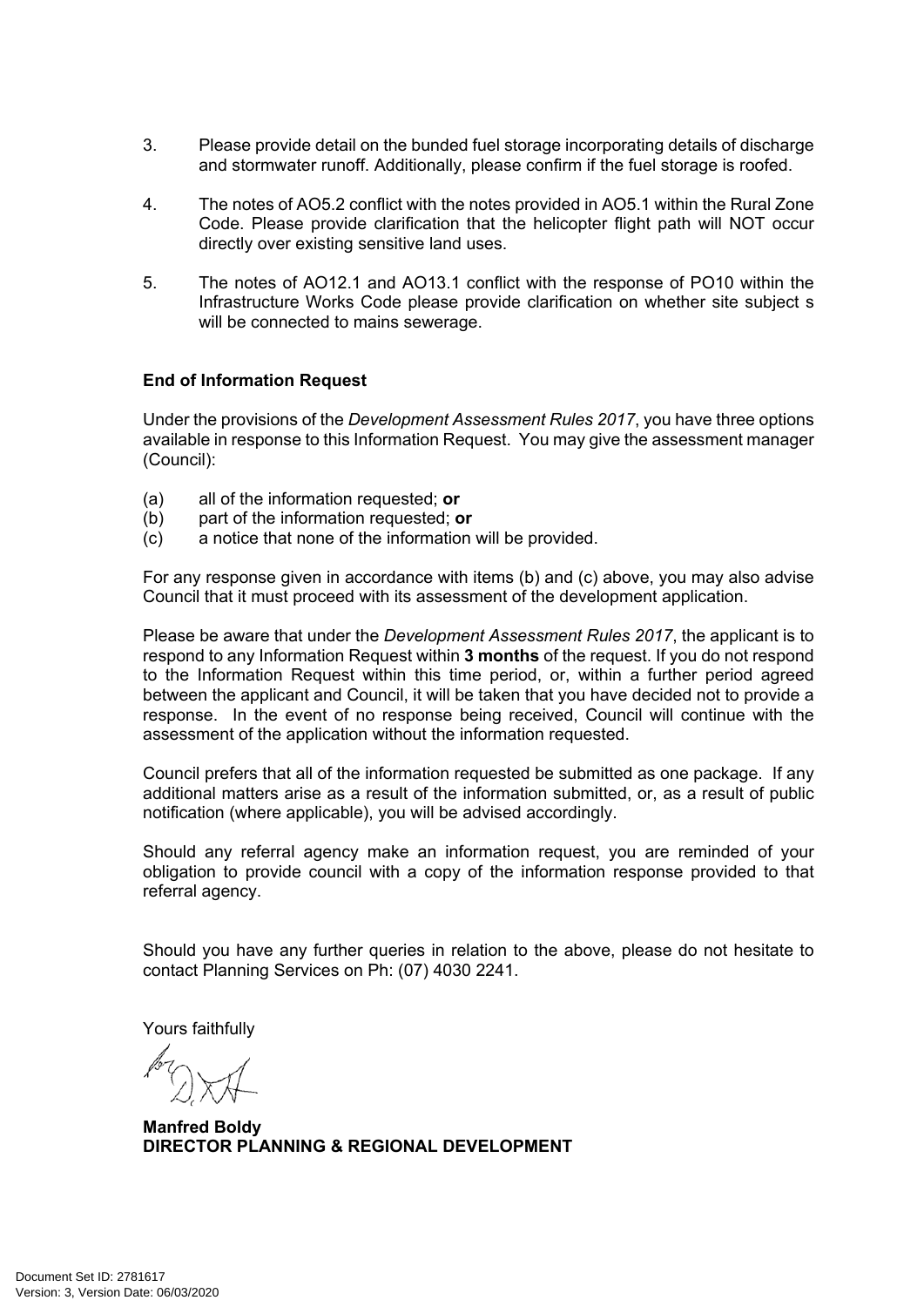3. Please provide detail on the bunded fuel storage incorporating details of discharge and stormwater runoff. Additionally, please confirm if the fuel storage is roofed.

4. The notes of AO5.2 conflict with the notes provided in AO5.1 within the Rural Zone Code. Please provide clarification that the helicopter flight path will NOT occur directly over existing sensitive land uses.

5. The notes of AO12.1 and AO13.1 conflict with the response of PO10 within the Infrastructure Works Code please provide clarification on whether site subject s will be connected to mains sewerage.

**End of Information Request**

Under the provisions of the *Development Assessment Rules 2017*, you have three options available in response to this Information Request. You may give the assessment manager (Council):

(a) all of the information requested; **or**
(b) part of the information requested; **or**
(c) a notice that none of the information will be provided.

For any response given in accordance with items (b) and (c) above, you may also advise Council that it must proceed with its assessment of the development application.

Please be aware that under the *Development Assessment Rules 2017*, the applicant is to respond to any Information Request within **3 months** of the request. If you do not respond to the Information Request within this time period, or, within a further period agreed between the applicant and Council, it will be taken that you have decided not to provide a response. In the event of no response being received, Council will continue with the assessment of the application without the information requested.

Council prefers that all of the information requested be submitted as one package. If any additional matters arise as a result of the information submitted, or, as a result of public notification (where applicable), you will be advised accordingly.

Should any referral agency make an information request, you are reminded of your obligation to provide council with a copy of the information response provided to that referral agency.

Should you have any further queries in relation to the above, please do not hesitate to contact Planning Services on Ph: (07) 4030 2241.

Yours faithfully

**Manfred Boldy**
**DIRECTOR PLANNING & REGIONAL DEVELOPMENT**

Document Set ID: 2781617
Version: 3, Version Date: 06/03/2020